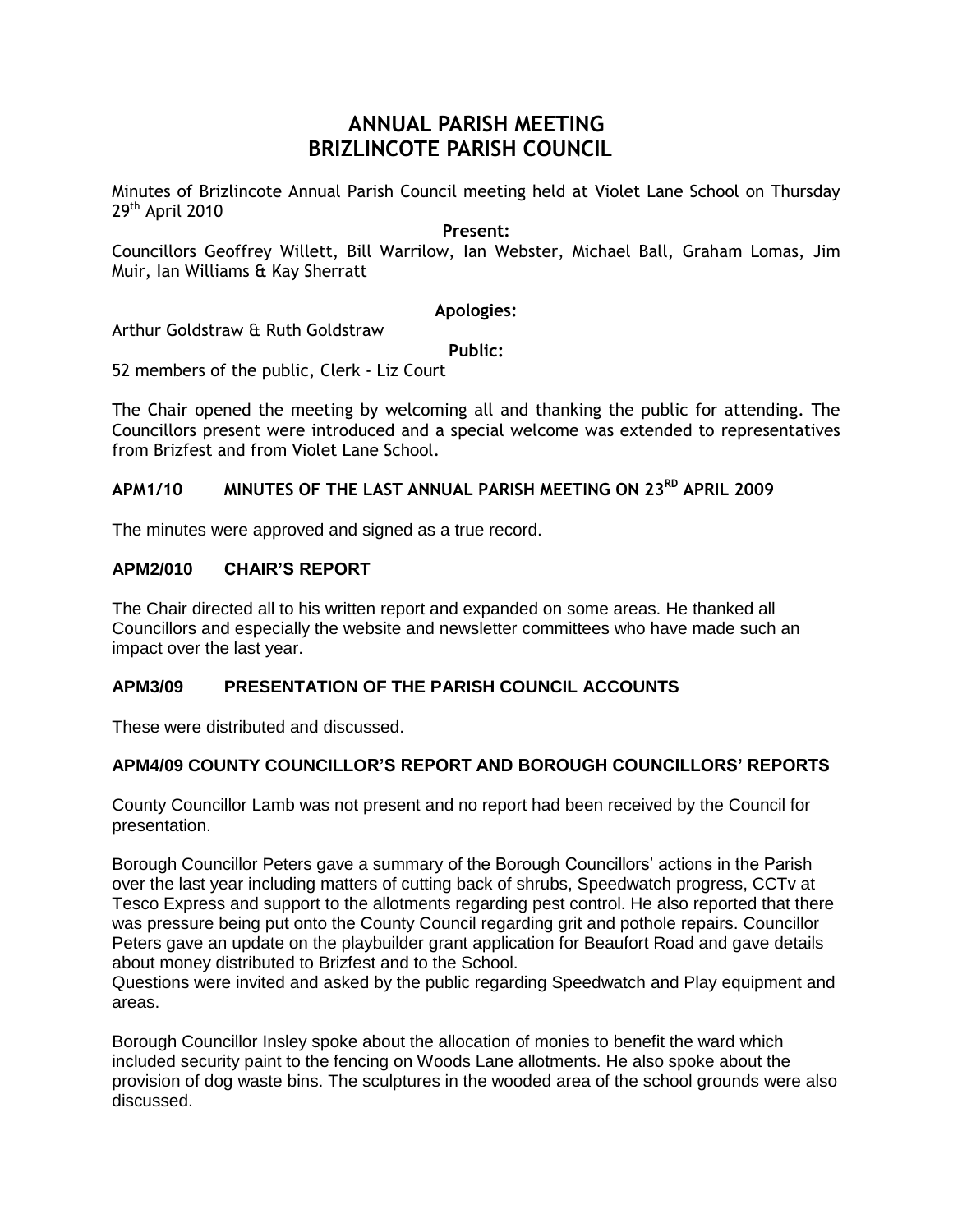# ANNUAL PARISH MEETING
# BRIZLINCOTE PARISH COUNCIL

Minutes of Brizlincote Annual Parish Council meeting held at Violet Lane School on Thursday 29th April 2010

**Present:**

Councillors Geoffrey Willett, Bill Warrilow, Ian Webster, Michael Ball, Graham Lomas, Jim Muir, Ian Williams & Kay Sherratt

**Apologies:**

Arthur Goldstraw & Ruth Goldstraw

**Public:**

52 members of the public, Clerk - Liz Court

The Chair opened the meeting by welcoming all and thanking the public for attending. The Councillors present were introduced and a special welcome was extended to representatives from Brizfest and from Violet Lane School.

## APM1/10 MINUTES OF THE LAST ANNUAL PARISH MEETING ON 23RD APRIL 2009

The minutes were approved and signed as a true record.

## APM2/010 CHAIR'S REPORT

The Chair directed all to his written report and expanded on some areas. He thanked all Councillors and especially the website and newsletter committees who have made such an impact over the last year.

## APM3/09 PRESENTATION OF THE PARISH COUNCIL ACCOUNTS

These were distributed and discussed.

## APM4/09 COUNTY COUNCILLOR'S REPORT AND BOROUGH COUNCILLORS' REPORTS

County Councillor Lamb was not present and no report had been received by the Council for presentation.

Borough Councillor Peters gave a summary of the Borough Councillors' actions in the Parish over the last year including matters of cutting back of shrubs, Speedwatch progress, CCTv at Tesco Express and support to the allotments regarding pest control. He also reported that there was pressure being put onto the County Council regarding grit and pothole repairs. Councillor Peters gave an update on the playbuilder grant application for Beaufort Road and gave details about money distributed to Brizfest and to the School.

Questions were invited and asked by the public regarding Speedwatch and Play equipment and areas.

Borough Councillor Insley spoke about the allocation of monies to benefit the ward which included security paint to the fencing on Woods Lane allotments. He also spoke about the provision of dog waste bins. The sculptures in the wooded area of the school grounds were also discussed.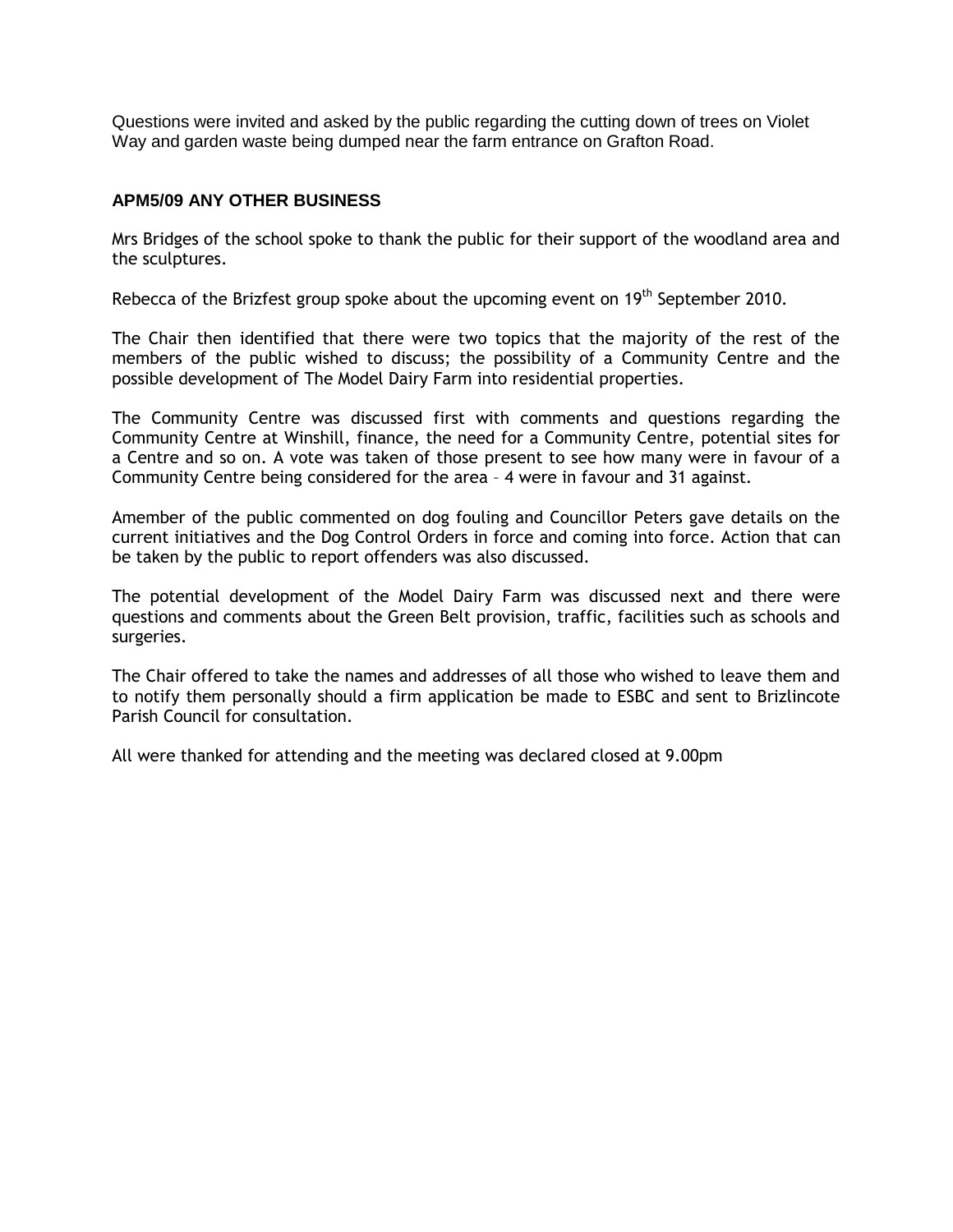Questions were invited and asked by the public regarding the cutting down of trees on Violet Way and garden waste being dumped near the farm entrance on Grafton Road.

## APM5/09 ANY OTHER BUSINESS

Mrs Bridges of the school spoke to thank the public for their support of the woodland area and the sculptures.

Rebecca of the Brizfest group spoke about the upcoming event on 19th September 2010.

The Chair then identified that there were two topics that the majority of the rest of the members of the public wished to discuss; the possibility of a Community Centre and the possible development of The Model Dairy Farm into residential properties.

The Community Centre was discussed first with comments and questions regarding the Community Centre at Winshill, finance, the need for a Community Centre, potential sites for a Centre and so on. A vote was taken of those present to see how many were in favour of a Community Centre being considered for the area – 4 were in favour and 31 against.

Amember of the public commented on dog fouling and Councillor Peters gave details on the current initiatives and the Dog Control Orders in force and coming into force. Action that can be taken by the public to report offenders was also discussed.

The potential development of the Model Dairy Farm was discussed next and there were questions and comments about the Green Belt provision, traffic, facilities such as schools and surgeries.

The Chair offered to take the names and addresses of all those who wished to leave them and to notify them personally should a firm application be made to ESBC and sent to Brizlincote Parish Council for consultation.

All were thanked for attending and the meeting was declared closed at 9.00pm